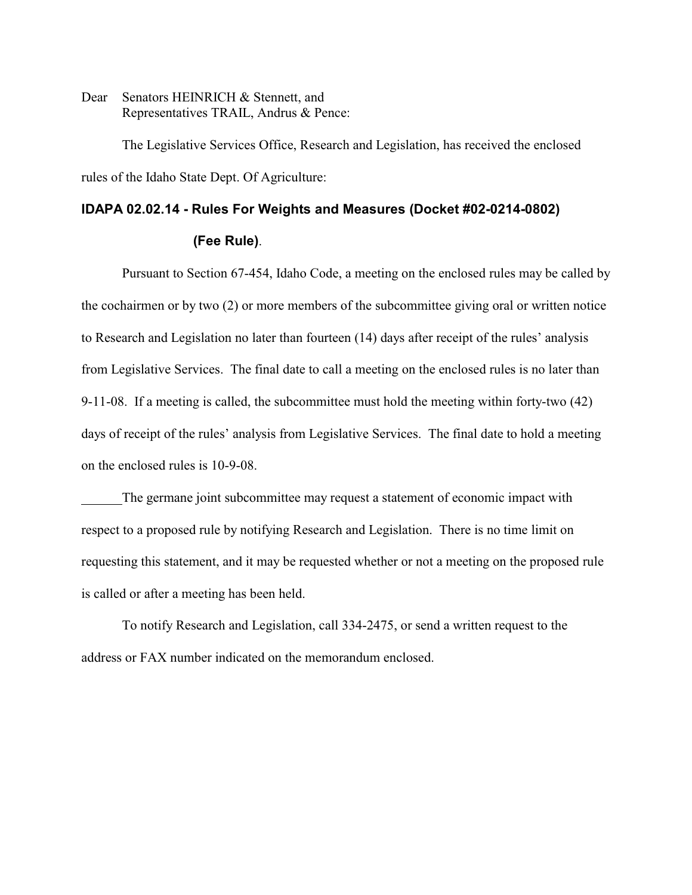Dear Senators HEINRICH & Stennett, and
Representatives TRAIL, Andrus & Pence:

The Legislative Services Office, Research and Legislation, has received the enclosed rules of the Idaho State Dept. Of Agriculture:

**IDAPA 02.02.14 - Rules For Weights and Measures (Docket #02-0214-0802) (Fee Rule)**.

Pursuant to Section 67-454, Idaho Code, a meeting on the enclosed rules may be called by the cochairmen or by two (2) or more members of the subcommittee giving oral or written notice to Research and Legislation no later than fourteen (14) days after receipt of the rules' analysis from Legislative Services. The final date to call a meeting on the enclosed rules is no later than 9-11-08. If a meeting is called, the subcommittee must hold the meeting within forty-two (42) days of receipt of the rules' analysis from Legislative Services. The final date to hold a meeting on the enclosed rules is 10-9-08.

______The germane joint subcommittee may request a statement of economic impact with respect to a proposed rule by notifying Research and Legislation. There is no time limit on requesting this statement, and it may be requested whether or not a meeting on the proposed rule is called or after a meeting has been held.

To notify Research and Legislation, call 334-2475, or send a written request to the address or FAX number indicated on the memorandum enclosed.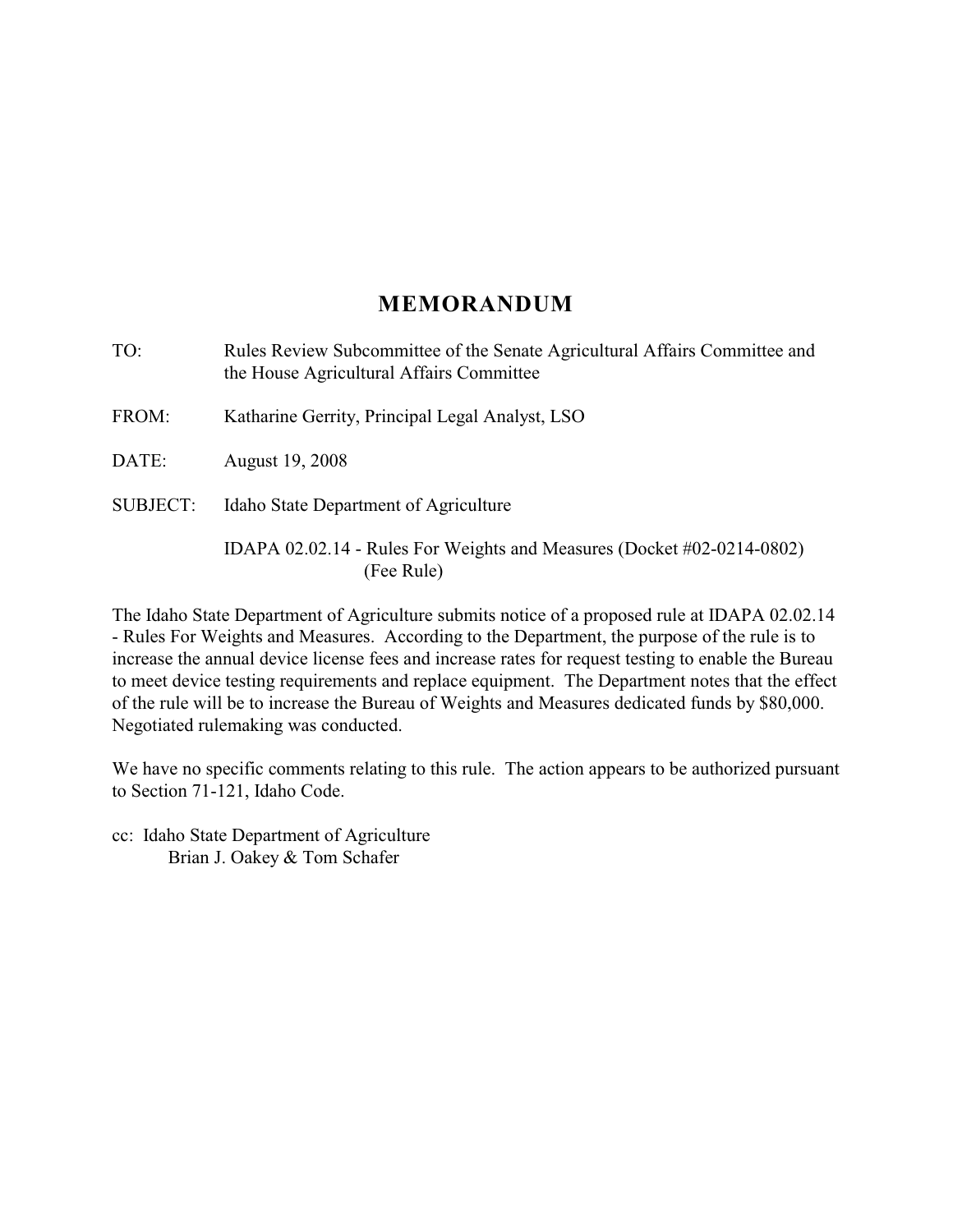# MEMORANDUM

TO: Rules Review Subcommittee of the Senate Agricultural Affairs Committee and the House Agricultural Affairs Committee

FROM: Katharine Gerrity, Principal Legal Analyst, LSO

DATE: August 19, 2008

SUBJECT: Idaho State Department of Agriculture

IDAPA 02.02.14 - Rules For Weights and Measures (Docket #02-0214-0802) (Fee Rule)

The Idaho State Department of Agriculture submits notice of a proposed rule at IDAPA 02.02.14 - Rules For Weights and Measures. According to the Department, the purpose of the rule is to increase the annual device license fees and increase rates for request testing to enable the Bureau to meet device testing requirements and replace equipment. The Department notes that the effect of the rule will be to increase the Bureau of Weights and Measures dedicated funds by $80,000. Negotiated rulemaking was conducted.

We have no specific comments relating to this rule. The action appears to be authorized pursuant to Section 71-121, Idaho Code.

cc: Idaho State Department of Agriculture
Brian J. Oakey & Tom Schafer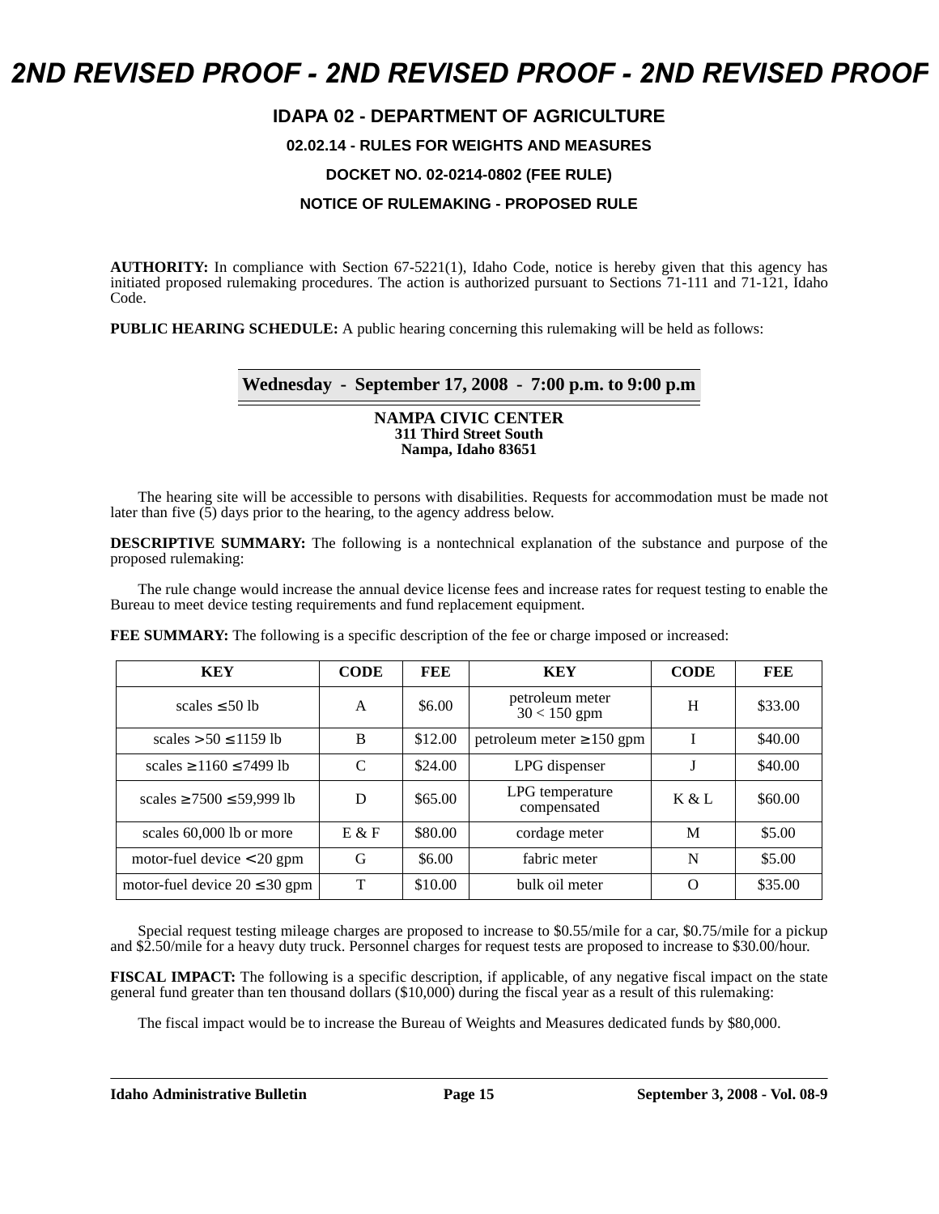# 2ND REVISED PROOF - 2ND REVISED PROOF - 2ND REVISED PROOF

## IDAPA 02 - DEPARTMENT OF AGRICULTURE

### 02.02.14 - RULES FOR WEIGHTS AND MEASURES

### DOCKET NO. 02-0214-0802 (FEE RULE)

### NOTICE OF RULEMAKING - PROPOSED RULE

**AUTHORITY:** In compliance with Section 67-5221(1), Idaho Code, notice is hereby given that this agency has initiated proposed rulemaking procedures. The action is authorized pursuant to Sections 71-111 and 71-121, Idaho Code.

**PUBLIC HEARING SCHEDULE:** A public hearing concerning this rulemaking will be held as follows:

**Wednesday - September 17, 2008 - 7:00 p.m. to 9:00 p.m**

**NAMPA CIVIC CENTER**
**311 Third Street South**
**Nampa, Idaho 83651**

The hearing site will be accessible to persons with disabilities. Requests for accommodation must be made not later than five (5) days prior to the hearing, to the agency address below.

**DESCRIPTIVE SUMMARY:** The following is a nontechnical explanation of the substance and purpose of the proposed rulemaking:

The rule change would increase the annual device license fees and increase rates for request testing to enable the Bureau to meet device testing requirements and fund replacement equipment.

**FEE SUMMARY:** The following is a specific description of the fee or charge imposed or increased:

| KEY | CODE | FEE | KEY | CODE | FEE |
|---|---|---|---|---|---|
| scales ≤ 50 lb | A | \$6.00 | petroleum meter 30 < 150 gpm | H | \$33.00 |
| scales > 50 ≤ 1159 lb | B | \$12.00 | petroleum meter ≥ 150 gpm | I | \$40.00 |
| scales ≥ 1160 ≤ 7499 lb | C | \$24.00 | LPG dispenser | J | \$40.00 |
| scales ≥ 7500 ≤ 59,999 lb | D | \$65.00 | LPG temperature compensated | K & L | \$60.00 |
| scales 60,000 lb or more | E & F | \$80.00 | cordage meter | M | \$5.00 |
| motor-fuel device < 20 gpm | G | \$6.00 | fabric meter | N | \$5.00 |
| motor-fuel device 20 ≤ 30 gpm | T | \$10.00 | bulk oil meter | O | \$35.00 |

Special request testing mileage charges are proposed to increase to \$0.55/mile for a car, \$0.75/mile for a pickup and \$2.50/mile for a heavy duty truck. Personnel charges for request tests are proposed to increase to \$30.00/hour.

**FISCAL IMPACT:** The following is a specific description, if applicable, of any negative fiscal impact on the state general fund greater than ten thousand dollars (\$10,000) during the fiscal year as a result of this rulemaking:

The fiscal impact would be to increase the Bureau of Weights and Measures dedicated funds by \$80,000.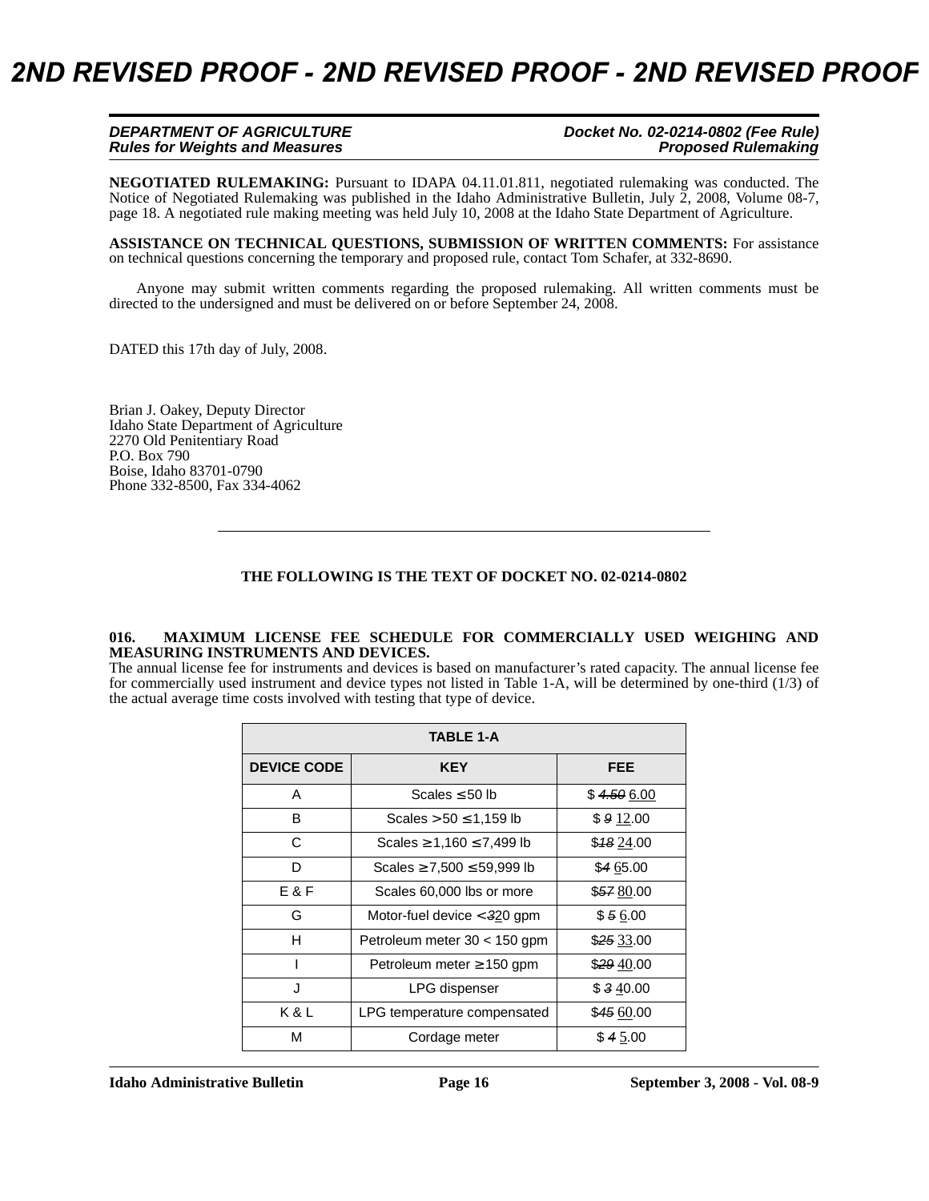**NEGOTIATED RULEMAKING:** Pursuant to IDAPA 04.11.01.811, negotiated rulemaking was conducted. The Notice of Negotiated Rulemaking was published in the Idaho Administrative Bulletin, July 2, 2008, Volume 08-7, page 18. A negotiated rule making meeting was held July 10, 2008 at the Idaho State Department of Agriculture.

**ASSISTANCE ON TECHNICAL QUESTIONS, SUBMISSION OF WRITTEN COMMENTS:** For assistance on technical questions concerning the temporary and proposed rule, contact Tom Schafer, at 332-8690.

Anyone may submit written comments regarding the proposed rulemaking. All written comments must be directed to the undersigned and must be delivered on or before September 24, 2008.

DATED this 17th day of July, 2008.

Brian J. Oakey, Deputy Director
Idaho State Department of Agriculture
2270 Old Penitentiary Road
P.O. Box 790
Boise, Idaho 83701-0790
Phone 332-8500, Fax 334-4062

---

**THE FOLLOWING IS THE TEXT OF DOCKET NO. 02-0214-0802**

**016. MAXIMUM LICENSE FEE SCHEDULE FOR COMMERCIALLY USED WEIGHING AND MEASURING INSTRUMENTS AND DEVICES.**

The annual license fee for instruments and devices is based on manufacturer's rated capacity. The annual license fee for commercially used instrument and device types not listed in Table 1-A, will be determined by one-third (1/3) of the actual average time costs involved with testing that type of device.

| TABLE 1-A | | |
|---|---|---|
| **DEVICE CODE** | **KEY** | **FEE** |
| A | Scales ≤ 50 lb | $ ~~4.50~~ 6.00 |
| B | Scales > 50 ≤ 1,159 lb | $ ~~9~~ 12.00 |
| C | Scales ≥ 1,160 ≤ 7,499 lb | $~~18~~ 24.00 |
| D | Scales ≥ 7,500 ≤ 59,999 lb | $~~4~~ 65.00 |
| E & F | Scales 60,000 lbs or more | $~~57~~ 80.00 |
| G | Motor-fuel device < ~~3~~20 gpm | $ ~~5~~ 6.00 |
| H | Petroleum meter 30 < 150 gpm | $~~25~~ 33.00 |
| I | Petroleum meter ≥ 150 gpm | $~~29~~ 40.00 |
| J | LPG dispenser | $ ~~3~~ 40.00 |
| K & L | LPG temperature compensated | $~~45~~ 60.00 |
| M | Cordage meter | $ ~~4~~ 5.00 |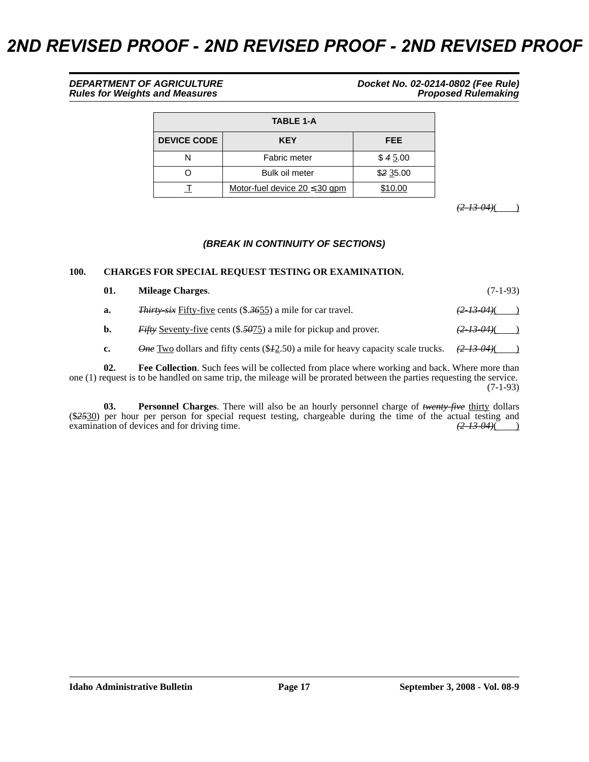| TABLE 1-A | | |
|---|---|---|
| DEVICE CODE | KEY | FEE |
| N | Fabric meter | $ *4* 5.00 |
| O | Bulk oil meter | $*2* 35.00 |
| T | Motor-fuel device 20 ≤ 30 gpm | $10.00 |

*(2-13-04)*( )

***(BREAK IN CONTINUITY OF SECTIONS)***

**100. CHARGES FOR SPECIAL REQUEST TESTING OR EXAMINATION.**

**01. Mileage Charges**. (7-1-93)

**a.** *Thirty-six* Fifty-five cents ($.*36*55) a mile for car travel. *(2-13-04)*( )

**b.** *Fifty* Seventy-five cents ($.*50*75) a mile for pickup and prover. *(2-13-04)*( )

**c.** *One* Two dollars and fifty cents ($*1*2.50) a mile for heavy capacity scale trucks. *(2-13-04)*( )

**02. Fee Collection**. Such fees will be collected from place where working and back. Where more than one (1) request is to be handled on same trip, the mileage will be prorated between the parties requesting the service. (7-1-93)

**03. Personnel Charges**. There will also be an hourly personnel charge of *twenty-five* thirty dollars ($*25*30) per hour per person for special request testing, chargeable during the time of the actual testing and examination of devices and for driving time. *(2-13-04)*( )